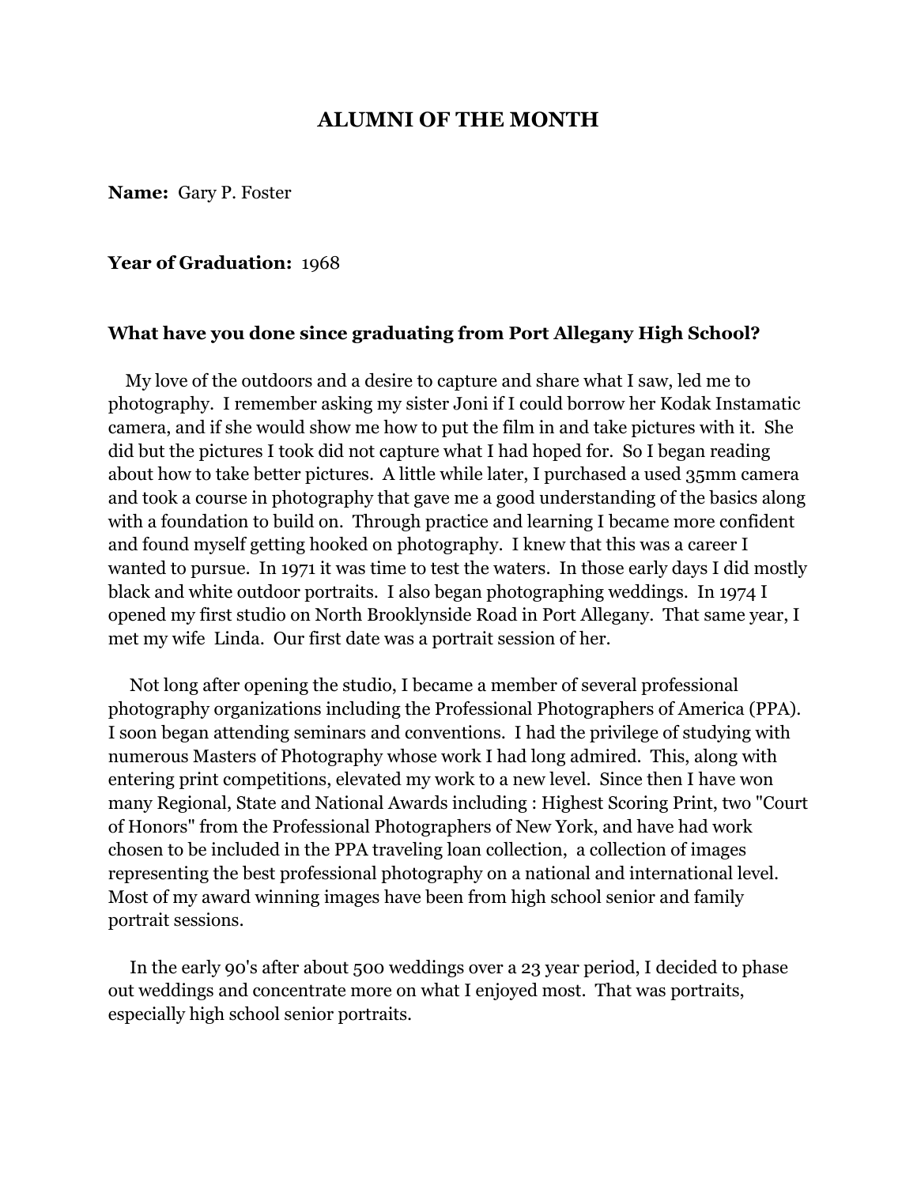# ALUMNI OF THE MONTH

**Name:** Gary P. Foster

**Year of Graduation:** 1968

**What have you done since graduating from Port Allegany High School?**

My love of the outdoors and a desire to capture and share what I saw, led me to photography. I remember asking my sister Joni if I could borrow her Kodak Instamatic camera, and if she would show me how to put the film in and take pictures with it. She did but the pictures I took did not capture what I had hoped for. So I began reading about how to take better pictures. A little while later, I purchased a used 35mm camera and took a course in photography that gave me a good understanding of the basics along with a foundation to build on. Through practice and learning I became more confident and found myself getting hooked on photography. I knew that this was a career I wanted to pursue. In 1971 it was time to test the waters. In those early days I did mostly black and white outdoor portraits. I also began photographing weddings. In 1974 I opened my first studio on North Brooklynside Road in Port Allegany. That same year, I met my wife Linda. Our first date was a portrait session of her.

Not long after opening the studio, I became a member of several professional photography organizations including the Professional Photographers of America (PPA). I soon began attending seminars and conventions. I had the privilege of studying with numerous Masters of Photography whose work I had long admired. This, along with entering print competitions, elevated my work to a new level. Since then I have won many Regional, State and National Awards including : Highest Scoring Print, two "Court of Honors" from the Professional Photographers of New York, and have had work chosen to be included in the PPA traveling loan collection, a collection of images representing the best professional photography on a national and international level. Most of my award winning images have been from high school senior and family portrait sessions.

In the early 90's after about 500 weddings over a 23 year period, I decided to phase out weddings and concentrate more on what I enjoyed most. That was portraits, especially high school senior portraits.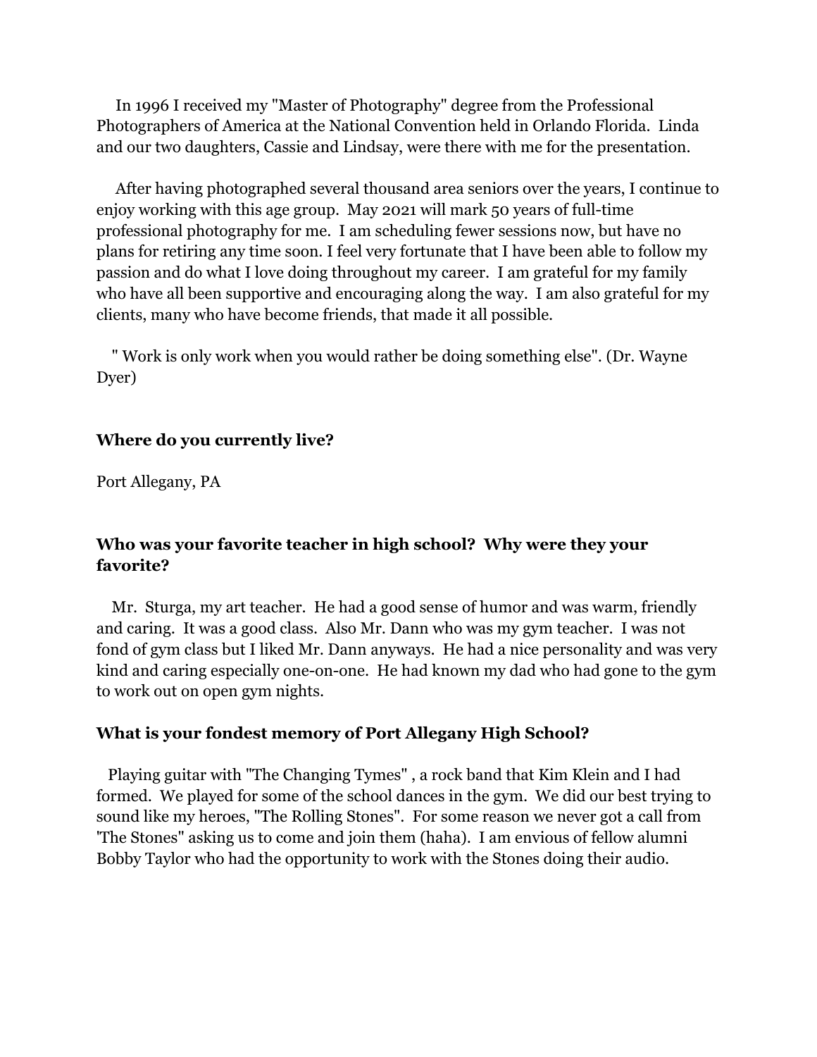In 1996 I received my "Master of Photography" degree from the Professional Photographers of America at the National Convention held in Orlando Florida. Linda and our two daughters, Cassie and Lindsay, were there with me for the presentation.

After having photographed several thousand area seniors over the years, I continue to enjoy working with this age group. May 2021 will mark 50 years of full-time professional photography for me. I am scheduling fewer sessions now, but have no plans for retiring any time soon. I feel very fortunate that I have been able to follow my passion and do what I love doing throughout my career. I am grateful for my family who have all been supportive and encouraging along the way. I am also grateful for my clients, many who have become friends, that made it all possible.

" Work is only work when you would rather be doing something else". (Dr. Wayne Dyer)

**Where do you currently live?**

Port Allegany, PA

**Who was your favorite teacher in high school? Why were they your favorite?**

Mr. Sturga, my art teacher. He had a good sense of humor and was warm, friendly and caring. It was a good class. Also Mr. Dann who was my gym teacher. I was not fond of gym class but I liked Mr. Dann anyways. He had a nice personality and was very kind and caring especially one-on-one. He had known my dad who had gone to the gym to work out on open gym nights.

**What is your fondest memory of Port Allegany High School?**

Playing guitar with "The Changing Tymes" , a rock band that Kim Klein and I had formed. We played for some of the school dances in the gym. We did our best trying to sound like my heroes, "The Rolling Stones". For some reason we never got a call from 'The Stones" asking us to come and join them (haha). I am envious of fellow alumni Bobby Taylor who had the opportunity to work with the Stones doing their audio.